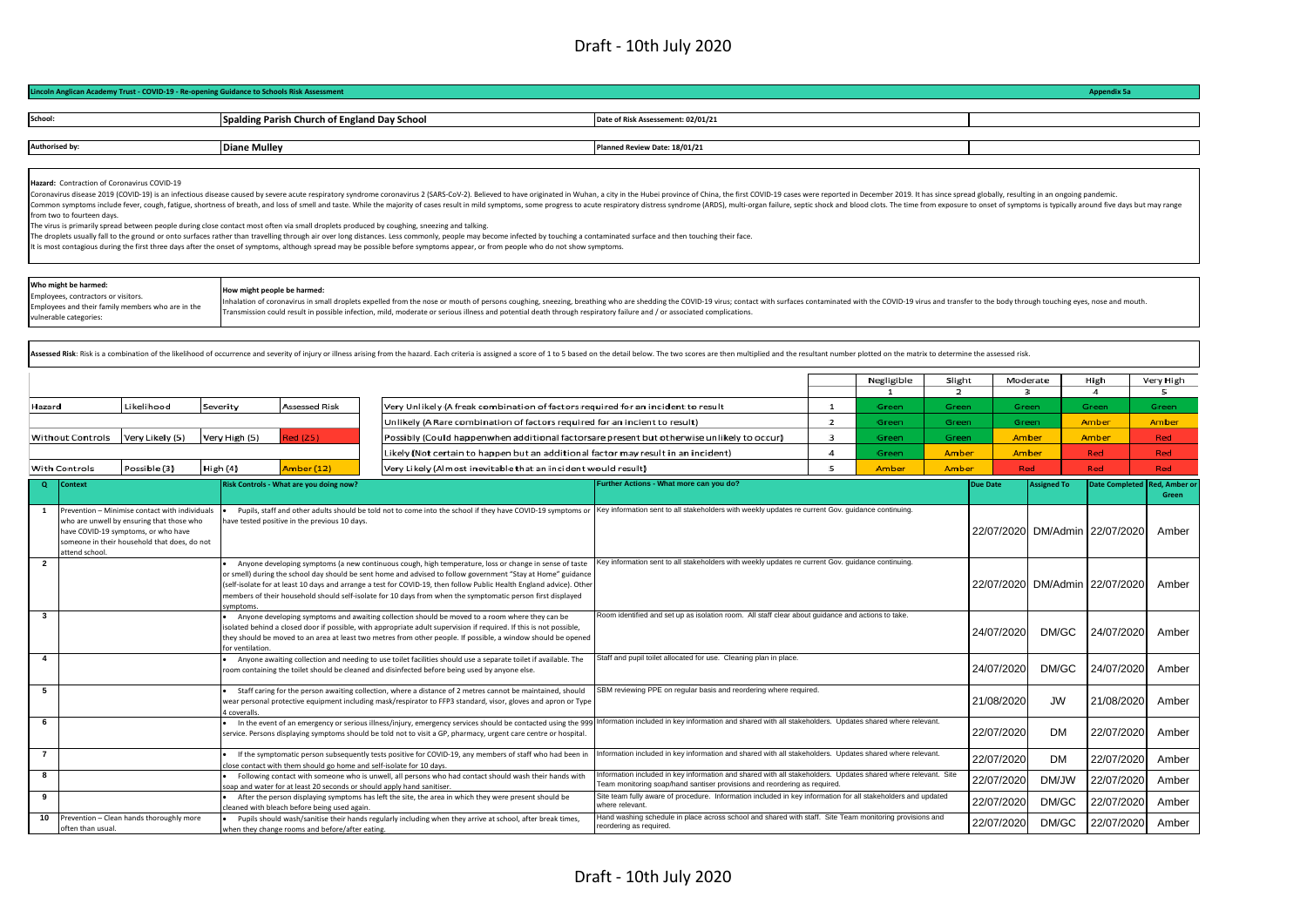Draft - 10th July 2020

**Lincoln Anglican Academy Trust - COVID-19 - Re-opening Guidance to Schools Risk Assessment** — **Appendix 5a**

| | | |
|---|---|---|
| **School:** | **Spalding Parish Church of England Day School** | **Date of Risk Assessement: 02/01/21** |
| **Authorised by:** | **Diane Mulley** | **Planned Review Date: 18/01/21** |

**Hazard:** Contraction of Coronavirus COVID-19

Coronavirus disease 2019 (COVID-19) is an infectious disease caused by severe acute respiratory syndrome coronavirus 2 (SARS-CoV-2). Believed to have originated in Wuhan, a city in the Hubei province of China, the first COVID-19 cases were reported in December 2019. It has since spread globally, resulting in an ongoing pandemic.
Common symptoms include fever, cough, fatigue, shortness of breath, and loss of smell and taste. While the majority of cases result in mild symptoms, some progress to acute respiratory distress syndrome (ARDS), multi-organ failure, septic shock and blood clots. The time from exposure to onset of symptoms is typically around five days but may range from two to fourteen days.
The virus is primarily spread between people during close contact most often via small droplets produced by coughing, sneezing and talking.
The droplets usually fall to the ground or onto surfaces rather than travelling through air over long distances. Less commonly, people may become infected by touching a contaminated surface and then touching their face.
It is most contagious during the first three days after the onset of symptoms, although spread may be possible before symptoms appear, or from people who do not show symptoms.

| **Who might be harmed:** | **How might people be harmed:** |
|---|---|
| Employees, contractors or visitors. Employees and their family members who are in the vulnerable categories: | Inhalation of coronavirus in small droplets expelled from the nose or mouth of persons coughing, sneezing, breathing who are shedding the COVID-19 virus; contact with surfaces contaminated with the COVID-19 virus and transfer to the body through touching eyes, nose and mouth. Transmission could result in possible infection, mild, moderate or serious illness and potential death through respiratory failure and / or associated complications. |

**Assessed Risk**: Risk is a combination of the likelihood of occurrence and severity of injury or illness arising from the hazard. Each criteria is assigned a score of 1 to 5 based on the detail below. The two scores are then multiplied and the resultant number plotted on the matrix to determine the assessed risk.

| Hazard | Likelihood | Severity | Assessed Risk |
|---|---|---|---|
| Without Controls | Very Likely (5) | Very High (5) | Red (25) |
| With Controls | Possible (3) | High (4) | Amber (12) |

| | | Negligible 1 | Slight 2 | Moderate 3 | High 4 | Very High 5 |
|---|---|---|---|---|---|---|
| Very Unlikely (A freak combination of factors required for an incident to result | 1 | Green | Green | Green | Green | Green |
| Unlikely (A Rare combination of factors required for an incient to result) | 2 | Green | Green | Green | Amber | Amber |
| Possibly (Could happen when additional factors are present but otherwise unlikely to occur) | 3 | Green | Green | Amber | Amber | Red |
| Likely (Not certain to happen but an additional factor may result in an incident) | 4 | Green | Amber | Amber | Red | Red |
| Very Likely (Almost inevitable that an incident would result) | 5 | Amber | Amber | Red | Red | Red |

| Q | Context | Risk Controls - What are you doing now? | Further Actions - What more can you do? | Due Date | Assigned To | Date Completed | Red, Amber or Green |
|---|---|---|---|---|---|---|---|
| 1 | Prevention – Minimise contact with individuals who are unwell by ensuring that those who have COVID-19 symptoms, or who have someone in their household that does, do not attend school. | • Pupils, staff and other adults should be told not to come into the school if they have COVID-19 symptoms or have tested positive in the previous 10 days. | Key information sent to all stakeholders with weekly updates re current Gov. guidance continuing. | 22/07/2020 | DM/Admin | 22/07/2020 | Amber |
| 2 | | • Anyone developing symptoms (a new continuous cough, high temperature, loss or change in sense of taste or smell) during the school day should be sent home and advised to follow government "Stay at Home" guidance (self-isolate for at least 10 days and arrange a test for COVID-19, then follow Public Health England advice). Other members of their household should self-isolate for 10 days from when the symptomatic person first displayed symptoms. | Key information sent to all stakeholders with weekly updates re current Gov. guidance continuing. | 22/07/2020 | DM/Admin | 22/07/2020 | Amber |
| 3 | | • Anyone developing symptoms and awaiting collection should be moved to a room where they can be isolated behind a closed door if possible, with appropriate adult supervision if required. If this is not possible, they should be moved to an area at least two metres from other people. If possible, a window should be opened for ventilation. | Room identified and set up as isolation room. All staff clear about guidance and actions to take. | 24/07/2020 | DM/GC | 24/07/2020 | Amber |
| 4 | | • Anyone awaiting collection and needing to use toilet facilities should use a separate toilet if available. The room containing the toilet should be cleaned and disinfected before being used by anyone else. | Staff and pupil toilet allocated for use. Cleaning plan in place. | 24/07/2020 | DM/GC | 24/07/2020 | Amber |
| 5 | | • Staff caring for the person awaiting collection, where a distance of 2 metres cannot be maintained, should wear personal protective equipment including mask/respirator to FFP3 standard, visor, gloves and apron or Type 4 coveralls. | SBM reviewing PPE on regular basis and reordering where required. | 21/08/2020 | JW | 21/08/2020 | Amber |
| 6 | | • In the event of an emergency or serious illness/injury, emergency services should be contacted using the 999 service. Persons displaying symptoms should be told not to visit a GP, pharmacy, urgent care centre or hospital. | Information included in key information and shared with all stakeholders. Updates shared where relevant. | 22/07/2020 | DM | 22/07/2020 | Amber |
| 7 | | • If the symptomatic person subsequently tests positive for COVID-19, any members of staff who had been in close contact with them should go home and self-isolate for 10 days. | Information included in key information and shared with all stakeholders. Updates shared where relevant. | 22/07/2020 | DM | 22/07/2020 | Amber |
| 8 | | • Following contact with someone who is unwell, all persons who had contact should wash their hands with soap and water for at least 20 seconds or should apply hand sanitiser. | Information included in key information and shared with all stakeholders. Updates shared where relevant. Site Team monitoring soap/hand santiser provisions and reordering as required. | 22/07/2020 | DM/JW | 22/07/2020 | Amber |
| 9 | | • After the person displaying symptoms has left the site, the area in which they were present should be cleaned with bleach before being used again. | Site team fully aware of procedure. Information included in key information for all stakeholders and updated where relevant. | 22/07/2020 | DM/GC | 22/07/2020 | Amber |
| 10 | Prevention – Clean hands thoroughly more often than usual. | • Pupils should wash/sanitise their hands regularly including when they arrive at school, after break times, when they change rooms and before/after eating. | Hand washing schedule in place across school and shared with staff. Site Team monitoring provisions and reordering as required. | 22/07/2020 | DM/GC | 22/07/2020 | Amber |

Draft - 10th July 2020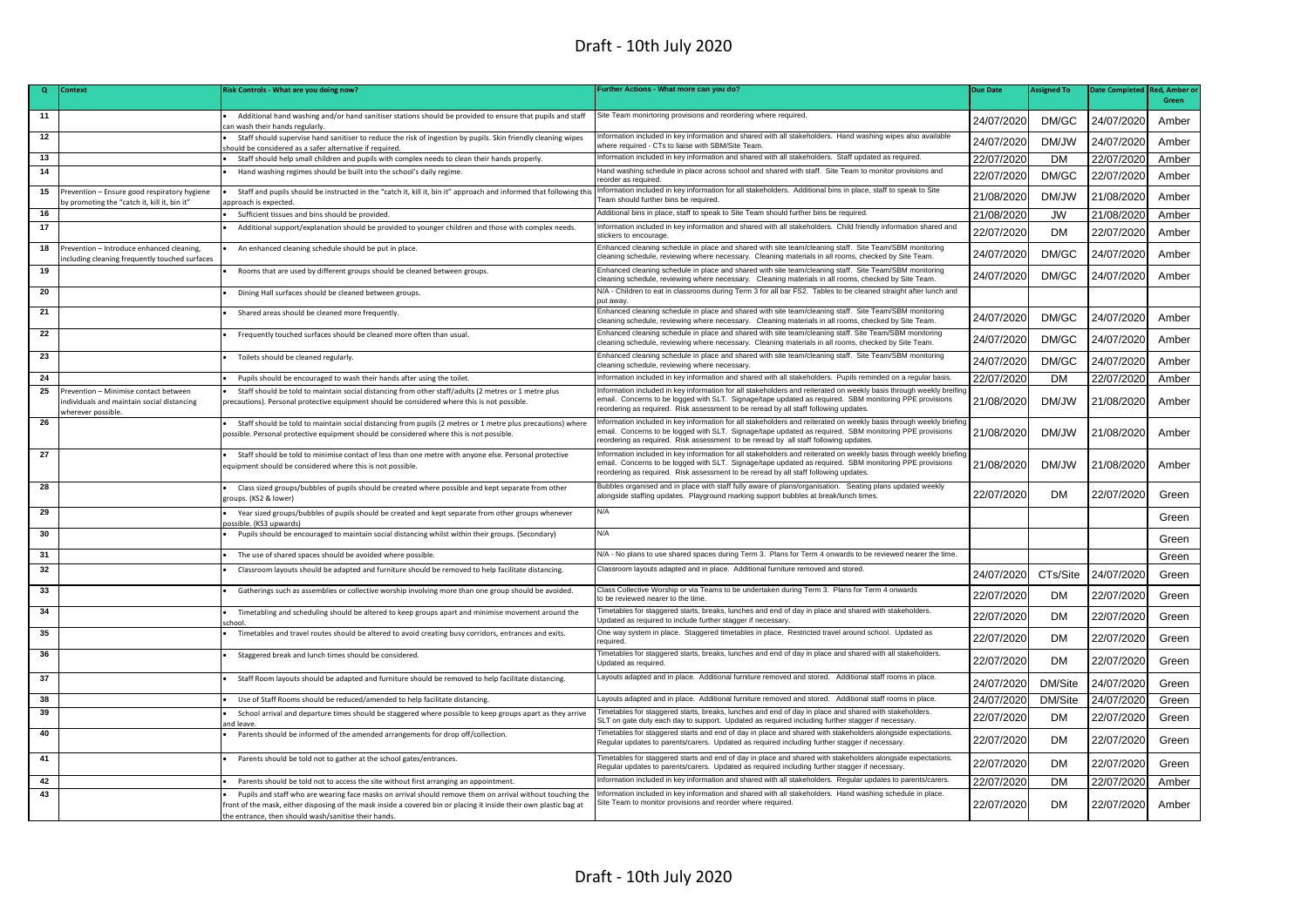| Q | Context | Risk Controls - What are you doing now? | Further Actions - What more can you do? | Due Date | Assigned To | Date Completed | Red, Amber or Green |
|---|---|---|---|---|---|---|---|
| 11 | | • Additional hand washing and/or hand sanitiser stations should be provided to ensure that pupils and staff can wash their hands regularly. | Site Team monirtoring provisions and reordering where required. | 24/07/2020 | DM/GC | 24/07/2020 | Amber |
| 12 | | • Staff should supervise hand sanitiser to reduce the risk of ingestion by pupils. Skin friendly cleaning wipes should be considered as a safer alternative if required. | Information included in key information and shared with all stakeholders. Hand washing wipes also available where required - CTs to liaise with SBM/Site Team. | 24/07/2020 | DM/JW | 24/07/2020 | Amber |
| 13 | | • Staff should help small children and pupils with complex needs to clean their hands properly. | Information included in key information and shared with all stakeholders. Staff updated as required. | 22/07/2020 | DM | 22/07/2020 | Amber |
| 14 | | • Hand washing regimes should be built into the school's daily regime. | Hand washing schedule in place across school and shared with staff. Site Team to monitor provisions and reorder as required. | 22/07/2020 | DM/GC | 22/07/2020 | Amber |
| 15 | Prevention – Ensure good respiratory hygiene by promoting the "catch it, kill it, bin it" | • Staff and pupils should be instructed in the "catch it, kill it, bin it" approach and informed that following this approach is expected. | Information included in key information for all stakeholders. Additional bins in place, staff to speak to Site Team should further bins be required. | 21/08/2020 | DM/JW | 21/08/2020 | Amber |
| 16 | | • Sufficient tissues and bins should be provided. | Additional bins in place, staff to speak to Site Team should further bins be required. | 21/08/2020 | JW | 21/08/2020 | Amber |
| 17 | | • Additional support/explanation should be provided to younger children and those with complex needs. | Information included in key information and shared with all stakeholders. Child friendly information shared and stickers to encourage. | 22/07/2020 | DM | 22/07/2020 | Amber |
| 18 | Prevention – Introduce enhanced cleaning, including cleaning frequently touched surfaces | • An enhanced cleaning schedule should be put in place. | Enhanced cleaning schedule in place and shared with site team/cleaning staff. Site Team/SBM monitoring cleaning schedule, reviewing where necessary. Cleaning materials in all rooms, checked by Site Team. | 24/07/2020 | DM/GC | 24/07/2020 | Amber |
| 19 | | • Rooms that are used by different groups should be cleaned between groups. | Enhanced cleaning schedule in place and shared with site team/cleaning staff. Site Team/SBM monitoring cleaning schedule, reviewing where necessary. Cleaning materials in all rooms, checked by Site Team. | 24/07/2020 | DM/GC | 24/07/2020 | Amber |
| 20 | | • Dining Hall surfaces should be cleaned between groups. | N/A - Children to eat in classrooms during Term 3 for all bar FS2. Tables to be cleaned straight after lunch and put away. | | | | |
| 21 | | • Shared areas should be cleaned more frequently. | Enhanced cleaning schedule in place and shared with site team/cleaning staff. Site Team/SBM monitoring cleaning schedule, reviewing where necessary. Cleaning materials in all rooms, checked by Site Team. | 24/07/2020 | DM/GC | 24/07/2020 | Amber |
| 22 | | • Frequently touched surfaces should be cleaned more often than usual. | Enhanced cleaning schedule in place and shared with site team/cleaning staff. Site Team/SBM monitoring cleaning schedule, reviewing where necessary. Cleaning materials in all rooms, checked by Site Team. | 24/07/2020 | DM/GC | 24/07/2020 | Amber |
| 23 | | • Toilets should be cleaned regularly. | Enhanced cleaning schedule in place and shared with site team/cleaning staff. Site Team/SBM monitoring cleaning schedule, reviewing where necessary. | 24/07/2020 | DM/GC | 24/07/2020 | Amber |
| 24 | | • Pupils should be encouraged to wash their hands after using the toilet. | Information included in key information and shared with all stakeholders. Pupils reminded on a regular basis. | 22/07/2020 | DM | 22/07/2020 | Amber |
| 25 | Prevention – Minimise contact between individuals and maintain social distancing wherever possible. | • Staff should be told to maintain social distancing from other staff/adults (2 metres or 1 metre plus precautions). Personal protective equipment should be considered where this is not possible. | Information included in key information for all stakeholders and reiterated on weekly basis through weekly breifing email. Concerns to be logged with SLT. Signage/tape updated as required. SBM monitoring PPE provisions reordering as required. Risk assessment to be reread by all staff following updates. | 21/08/2020 | DM/JW | 21/08/2020 | Amber |
| 26 | | • Staff should be told to maintain social distancing from pupils (2 metres or 1 metre plus precautions) where possible. Personal protective equipment should be considered where this is not possible. | Information included in key information for all stakeholders and reiterated on weekly basis through weekly briefing email. Concerns to be logged with SLT. Signage/tape updated as required. SBM monitoring PPE provisions reordering as required. Risk assessment to be reread by all staff following updates. | 21/08/2020 | DM/JW | 21/08/2020 | Amber |
| 27 | | • Staff should be told to minimise contact of less than one metre with anyone else. Personal protective equipment should be considered where this is not possible. | Information included in key information for all stakeholders and reiterated on weekly basis through weekly briefing email. Concerns to be logged with SLT. Signage/tape updated as required. SBM monitoring PPE provisions reordering as required. Risk assessment to be reread by all staff following updates. | 21/08/2020 | DM/JW | 21/08/2020 | Amber |
| 28 | | • Class sized groups/bubbles of pupils should be created where possible and kept separate from other groups. (KS2 & lower) | Bubbles organised and in place with staff fully aware of plans/organisation. Seating plans updated weekly alongside staffing updates. Playground marking support bubbles at break/lunch times. | 22/07/2020 | DM | 22/07/2020 | Green |
| 29 | | • Year sized groups/bubbles of pupils should be created and kept separate from other groups whenever possible. (KS3 upwards) | N/A | | | | Green |
| 30 | | • Pupils should be encouraged to maintain social distancing whilst within their groups. (Secondary) | N/A | | | | Green |
| 31 | | • The use of shared spaces should be avoided where possible. | N/A - No plans to use shared spaces during Term 3. Plans for Term 4 onwards to be reviewed nearer the time. | | | | Green |
| 32 | | • Classroom layouts should be adapted and furniture should be removed to help facilitate distancing. | Classroom layouts adapted and in place. Additional furniture removed and stored. | 24/07/2020 | CTs/Site | 24/07/2020 | Green |
| 33 | | • Gatherings such as assemblies or collective worship involving more than one group should be avoided. | Class Collective Worship or via Teams to be undertaken during Term 3. Plans for Term 4 onwards to be reviewed nearer to the time. | 22/07/2020 | DM | 22/07/2020 | Green |
| 34 | | • Timetabling and scheduling should be altered to keep groups apart and minimise movement around the school. | Timetables for staggered starts, breaks, lunches and end of day in place and shared with stakeholders. Updated as required to include further stagger if necessary. | 22/07/2020 | DM | 22/07/2020 | Green |
| 35 | | • Timetables and travel routes should be altered to avoid creating busy corridors, entrances and exits. | One way system in place. Staggered timetables in place. Restricted travel around school. Updated as required. | 22/07/2020 | DM | 22/07/2020 | Green |
| 36 | | • Staggered break and lunch times should be considered. | Timetables for staggered starts, breaks, lunches and end of day in place and shared with all stakeholders. Updated as required. | 22/07/2020 | DM | 22/07/2020 | Green |
| 37 | | • Staff Room layouts should be adapted and furniture should be removed to help facilitate distancing. | Layouts adapted and in place. Additional furniture removed and stored. Additional staff rooms in place. | 24/07/2020 | DM/Site | 24/07/2020 | Green |
| 38 | | • Use of Staff Rooms should be reduced/amended to help facilitate distancing. | Layouts adapted and in place. Additional furniture removed and stored. Additional staff rooms in place. | 24/07/2020 | DM/Site | 24/07/2020 | Green |
| 39 | | • School arrival and departure times should be staggered where possible to keep groups apart as they arrive and leave. | Timetables for staggered starts, breaks, lunches and end of day in place and shared with stakeholders. SLT on gate duty each day to support. Updated as required including further stagger if necessary. | 22/07/2020 | DM | 22/07/2020 | Green |
| 40 | | • Parents should be informed of the amended arrangements for drop off/collection. | Timetables for staggered starts and end of day in place and shared with stakeholders alongside expectations. Regular updates to parents/carers. Updated as required including further stagger if necessary. | 22/07/2020 | DM | 22/07/2020 | Green |
| 41 | | • Parents should be told not to gather at the school gates/entrances. | Timetables for staggered starts and end of day in place and shared with stakeholders alongside expectations. Regular updates to parents/carers. Updated as required including further stagger if necessary. | 22/07/2020 | DM | 22/07/2020 | Green |
| 42 | | • Parents should be told not to access the site without first arranging an appointment. | Information included in key information and shared with all stakeholders. Regular updates to parents/carers. | 22/07/2020 | DM | 22/07/2020 | Amber |
| 43 | | • Pupils and staff who are wearing face masks on arrival should remove them on arrival without touching the front of the mask, either disposing of the mask inside a covered bin or placing it inside their own plastic bag at the entrance, then should wash/sanitise their hands. | Information included in key information and shared with all stakeholders. Hand washing schedule in place. Site Team to monitor provisions and reorder where required. | 22/07/2020 | DM | 22/07/2020 | Amber |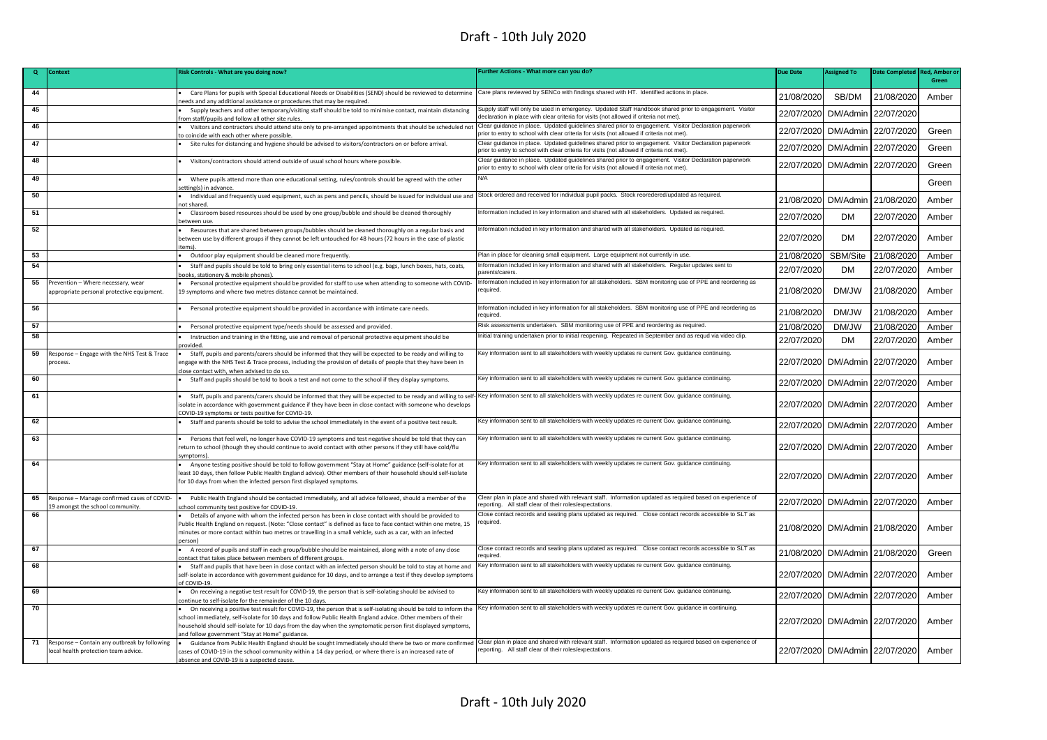| Q | Context | Risk Controls - What are you doing now? | Further Actions - What more can you do? | Due Date | Assigned To | Date Completed | Red, Amber or Green |
|---|---|---|---|---|---|---|---|
| 44 | | • Care Plans for pupils with Special Educational Needs or Disabilities (SEND) should be reviewed to determine needs and any additional assistance or procedures that may be required. | Care plans reviewed by SENCo with findings shared with HT. Identified actions in place. | 21/08/2020 | SB/DM | 21/08/2020 | Amber |
| 45 | | • Supply teachers and other temporary/visiting staff should be told to minimise contact, maintain distancing from staff/pupils and follow all other site rules. | Supply staff will only be used in emergency. Updated Staff Handbook shared prior to engagement. Visitor declaration in place with clear criteria for visits (not allowed if criteria not met). | 22/07/2020 | DM/Admin | 22/07/2020 | |
| 46 | | • Visitors and contractors should attend site only to pre-arranged appointments that should be scheduled not to coincide with each other where possible. | Clear guidance in place. Updated guidelines shared prior to engagement. Visitor Declaration paperwork prior to entry to school with clear criteria for visits (not allowed if criteria not met). | 22/07/2020 | DM/Admin | 22/07/2020 | Green |
| 47 | | • Site rules for distancing and hygiene should be advised to visitors/contractors on or before arrival. | Clear guidance in place. Updated guidelines shared prior to engagement. Visitor Declaration paperwork prior to entry to school with clear criteria for visits (not allowed if criteria not met). | 22/07/2020 | DM/Admin | 22/07/2020 | Green |
| 48 | | • Visitors/contractors should attend outside of usual school hours where possible. | Clear guidance in place. Updated guidelines shared prior to engagement. Visitor Declaration paperwork prior to entry to school with clear criteria for visits (not allowed if criteria not met). | 22/07/2020 | DM/Admin | 22/07/2020 | Green |
| 49 | | • Where pupils attend more than one educational setting, rules/controls should be agreed with the other setting(s) in advance. | N/A | | | | Green |
| 50 | | • Individual and frequently used equipment, such as pens and pencils, should be issued for individual use and not shared. | Stock ordered and received for individual pupil packs. Stock reoredered/updated as required. | 21/08/2020 | DM/Admin | 21/08/2020 | Amber |
| 51 | | • Classroom based resources should be used by one group/bubble and should be cleaned thoroughly between use. | Information included in key information and shared with all stakeholders. Updated as required. | 22/07/2020 | DM | 22/07/2020 | Amber |
| 52 | | • Resources that are shared between groups/bubbles should be cleaned thoroughly on a regular basis and between use by different groups if they cannot be left untouched for 48 hours (72 hours in the case of plastic items). | Information included in key information and shared with all stakeholders. Updated as required. | 22/07/2020 | DM | 22/07/2020 | Amber |
| 53 | | • Outdoor play equipment should be cleaned more frequently. | Plan in place for cleaning small equipment. Large equipment not currently in use. | 21/08/2020 | SBM/Site | 21/08/2020 | Amber |
| 54 | | • Staff and pupils should be told to bring only essential items to school (e.g. bags, lunch boxes, hats, coats, books, stationery & mobile phones). | Information included in key information and shared with all stakeholders. Regular updates sent to parents/carers. | 22/07/2020 | DM | 22/07/2020 | Amber |
| 55 | Prevention – Where necessary, wear appropriate personal protective equipment. | • Personal protective equipment should be provided for staff to use when attending to someone with COVID-19 symptoms and where two metres distance cannot be maintained. | Information included in key information for all stakeholders. SBM monitoring use of PPE and reordering as required. | 21/08/2020 | DM/JW | 21/08/2020 | Amber |
| 56 | | • Personal protective equipment should be provided in accordance with intimate care needs. | Information included in key information for all stakeholders. SBM monitoring use of PPE and reordering as required. | 21/08/2020 | DM/JW | 21/08/2020 | Amber |
| 57 | | • Personal protective equipment type/needs should be assessed and provided. | Risk assessments undertaken. SBM monitoring use of PPE and reordering as required. | 21/08/2020 | DM/JW | 21/08/2020 | Amber |
| 58 | | • Instruction and training in the fitting, use and removal of personal protective equipment should be provided. | Initial training undertaken prior to initial reopening. Repeated in September and as requd via video clip. | 22/07/2020 | DM | 22/07/2020 | Amber |
| 59 | Response – Engage with the NHS Test & Trace process. | • Staff, pupils and parents/carers should be informed that they will be expected to be ready and willing to engage with the NHS Test & Trace process, including the provision of details of people that they have been in close contact with, when advised to do so. | Key information sent to all stakeholders with weekly updates re current Gov. guidance continuing. | 22/07/2020 | DM/Admin | 22/07/2020 | Amber |
| 60 | | • Staff and pupils should be told to book a test and not come to the school if they display symptoms. | Key information sent to all stakeholders with weekly updates re current Gov. guidance continuing. | 22/07/2020 | DM/Admin | 22/07/2020 | Amber |
| 61 | | • Staff, pupils and parents/carers should be informed that they will be expected to be ready and willing to self-isolate in accordance with government guidance if they have been in close contact with someone who develops COVID-19 symptoms or tests positive for COVID-19. | Key information sent to all stakeholders with weekly updates re current Gov. guidance continuing. | 22/07/2020 | DM/Admin | 22/07/2020 | Amber |
| 62 | | • Staff and parents should be told to advise the school immediately in the event of a positive test result. | Key information sent to all stakeholders with weekly updates re current Gov. guidance continuing. | 22/07/2020 | DM/Admin | 22/07/2020 | Amber |
| 63 | | • Persons that feel well, no longer have COVID-19 symptoms and test negative should be told that they can return to school (though they should continue to avoid contact with other persons if they still have cold/flu symptoms). | Key information sent to all stakeholders with weekly updates re current Gov. guidance continuing. | 22/07/2020 | DM/Admin | 22/07/2020 | Amber |
| 64 | | • Anyone testing positive should be told to follow government "Stay at Home" guidance (self-isolate for at least 10 days, then follow Public Health England advice). Other members of their household should self-isolate for 10 days from when the infected person first displayed symptoms. | Key information sent to all stakeholders with weekly updates re current Gov. guidance continuing. | 22/07/2020 | DM/Admin | 22/07/2020 | Amber |
| 65 | Response – Manage confirmed cases of COVID-19 amongst the school community. | • Public Health England should be contacted immediately, and all advice followed, should a member of the school community test positive for COVID-19. | Clear plan in place and shared with relevant staff. Information updated as required based on experience of reporting. All staff clear of their roles/expectations. | 22/07/2020 | DM/Admin | 22/07/2020 | Amber |
| 66 | | • Details of anyone with whom the infected person has been in close contact with should be provided to Public Health England on request. (Note: "Close contact" is defined as face to face contact within one metre, 15 minutes or more contact within two metres or travelling in a small vehicle, such as a car, with an infected person) | Close contact records and seating plans updated as required. Close contact records accessible to SLT as required. | 21/08/2020 | DM/Admin | 21/08/2020 | Amber |
| 67 | | • A record of pupils and staff in each group/bubble should be maintained, along with a note of any close contact that takes place between members of different groups. | Close contact records and seating plans updated as required. Close contact records accessible to SLT as required. | 21/08/2020 | DM/Admin | 21/08/2020 | Green |
| 68 | | • Staff and pupils that have been in close contact with an infected person should be told to stay at home and self-isolate in accordance with government guidance for 10 days, and to arrange a test if they develop symptoms of COVID-19. | Key information sent to all stakeholders with weekly updates re current Gov. guidance continuing. | 22/07/2020 | DM/Admin | 22/07/2020 | Amber |
| 69 | | • On receiving a negative test result for COVID-19, the person that is self-isolating should be advised to continue to self-isolate for the remainder of the 10 days. | Key information sent to all stakeholders with weekly updates re current Gov. guidance continuing. | 22/07/2020 | DM/Admin | 22/07/2020 | Amber |
| 70 | | • On receiving a positive test result for COVID-19, the person that is self-isolating should be told to inform the school immediately, self-isolate for 10 days and follow Public Health England advice. Other members of their household should self-isolate for 10 days from the day when the symptomatic person first displayed symptoms, and follow government "Stay at Home" guidance. | Key information sent to all stakeholders with weekly updates re current Gov. guidance in continuing. | 22/07/2020 | DM/Admin | 22/07/2020 | Amber |
| 71 | Response – Contain any outbreak by following local health protection team advice. | • Guidance from Public Health England should be sought immediately should there be two or more confirmed cases of COVID-19 in the school community within a 14 day period, or where there is an increased rate of absence and COVID-19 is a suspected cause. | Clear plan in place and shared with relevant staff. Information updated as required based on experience of reporting. All staff clear of their roles/expectations. | 22/07/2020 | DM/Admin | 22/07/2020 | Amber |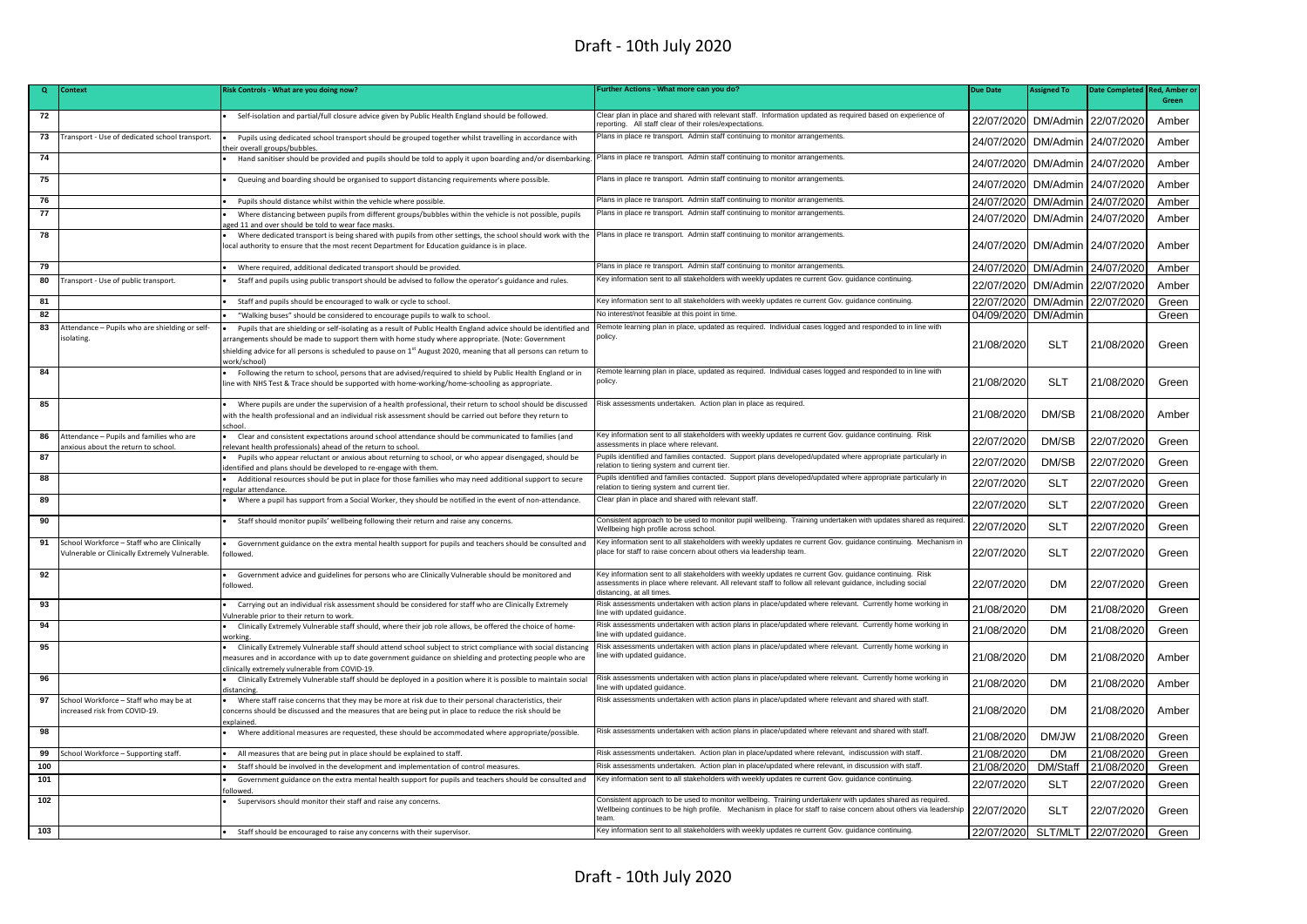| Q | Context | Risk Controls - What are you doing now? | Further Actions - What more can you do? | Due Date | Assigned To | Date Completed | Red, Amber or Green |
|---|---|---|---|---|---|---|---|
| 72 | | • Self-isolation and partial/full closure advice given by Public Health England should be followed. | Clear plan in place and shared with relevant staff. Information updated as required based on experience of reporting. All staff clear of their roles/expectations. | 22/07/2020 | DM/Admin | 22/07/2020 | Amber |
| 73 | Transport - Use of dedicated school transport. | • Pupils using dedicated school transport should be grouped together whilst travelling in accordance with their overall groups/bubbles. | Plans in place re transport. Admin staff continuing to monitor arrangements. | 24/07/2020 | DM/Admin | 24/07/2020 | Amber |
| 74 | | • Hand sanitiser should be provided and pupils should be told to apply it upon boarding and/or disembarking. | Plans in place re transport. Admin staff continuing to monitor arrangements. | 24/07/2020 | DM/Admin | 24/07/2020 | Amber |
| 75 | | • Queuing and boarding should be organised to support distancing requirements where possible. | Plans in place re transport. Admin staff continuing to monitor arrangements. | 24/07/2020 | DM/Admin | 24/07/2020 | Amber |
| 76 | | • Pupils should distance whilst within the vehicle where possible. | Plans in place re transport. Admin staff continuing to monitor arrangements. | 24/07/2020 | DM/Admin | 24/07/2020 | Amber |
| 77 | | • Where distancing between pupils from different groups/bubbles within the vehicle is not possible, pupils aged 11 and over should be told to wear face masks. | Plans in place re transport. Admin staff continuing to monitor arrangements. | 24/07/2020 | DM/Admin | 24/07/2020 | Amber |
| 78 | | • Where dedicated transport is being shared with pupils from other settings, the school should work with the local authority to ensure that the most recent Department for Education guidance is in place. | Plans in place re transport. Admin staff continuing to monitor arrangements. | 24/07/2020 | DM/Admin | 24/07/2020 | Amber |
| 79 | | • Where required, additional dedicated transport should be provided. | Plans in place re transport. Admin staff continuing to monitor arrangements. | 24/07/2020 | DM/Admin | 24/07/2020 | Amber |
| 80 | Transport - Use of public transport. | • Staff and pupils using public transport should be advised to follow the operator's guidance and rules. | Key information sent to all stakeholders with weekly updates re current Gov. guidance continuing. | 22/07/2020 | DM/Admin | 22/07/2020 | Amber |
| 81 | | • Staff and pupils should be encouraged to walk or cycle to school. | Key information sent to all stakeholders with weekly updates re current Gov. guidance continuing. | 22/07/2020 | DM/Admin | 22/07/2020 | Green |
| 82 | | • "Walking buses" should be considered to encourage pupils to walk to school. | No interest/not feasible at this point in time. | 04/09/2020 | DM/Admin | | Green |
| 83 | Attendance – Pupils who are shielding or self-isolating. | • Pupils that are shielding or self-isolating as a result of Public Health England advice should be identified and arrangements should be made to support them with home study where appropriate. (Note: Government shielding advice for all persons is scheduled to pause on 1st August 2020, meaning that all persons can return to work/school) | Remote learning plan in place, updated as required. Individual cases logged and responded to in line with policy. | 21/08/2020 | SLT | 21/08/2020 | Green |
| 84 | | • Following the return to school, persons that are advised/required to shield by Public Health England or in line with NHS Test & Trace should be supported with home-working/home-schooling as appropriate. | Remote learning plan in place, updated as required. Individual cases logged and responded to in line with policy. | 21/08/2020 | SLT | 21/08/2020 | Green |
| 85 | | • Where pupils are under the supervision of a health professional, their return to school should be discussed with the health professional and an individual risk assessment should be carried out before they return to school. | Risk assessments undertaken. Action plan in place as required. | 21/08/2020 | DM/SB | 21/08/2020 | Amber |
| 86 | Attendance – Pupils and families who are anxious about the return to school. | • Clear and consistent expectations around school attendance should be communicated to families (and relevant health professionals) ahead of the return to school. | Key information sent to all stakeholders with weekly updates re current Gov. guidance continuing. Risk assessments in place where relevant. | 22/07/2020 | DM/SB | 22/07/2020 | Green |
| 87 | | • Pupils who appear reluctant or anxious about returning to school, or who appear disengaged, should be identified and plans should be developed to re-engage with them. | Pupils identified and families contacted. Support plans developed/updated where appropriate particularly in relation to tiering system and current tier. | 22/07/2020 | DM/SB | 22/07/2020 | Green |
| 88 | | • Additional resources should be put in place for those families who may need additional support to secure regular attendance. | Pupils identified and families contacted. Support plans developed/updated where appropriate particularly in relation to tiering system and current tier. | 22/07/2020 | SLT | 22/07/2020 | Green |
| 89 | | • Where a pupil has support from a Social Worker, they should be notified in the event of non-attendance. | Clear plan in place and shared with relevant staff. | 22/07/2020 | SLT | 22/07/2020 | Green |
| 90 | | • Staff should monitor pupils' wellbeing following their return and raise any concerns. | Consistent approach to be used to monitor pupil wellbeing. Training undertaken with updates shared as required. Wellbeing high profile across school. | 22/07/2020 | SLT | 22/07/2020 | Green |
| 91 | School Workforce – Staff who are Clinically Vulnerable or Clinically Extremely Vulnerable. | • Government guidance on the extra mental health support for pupils and teachers should be consulted and followed. | Key information sent to all stakeholders with weekly updates re current Gov. guidance continuing. Mechanism in place for staff to raise concern about others via leadership team. | 22/07/2020 | SLT | 22/07/2020 | Green |
| 92 | | • Government advice and guidelines for persons who are Clinically Vulnerable should be monitored and followed. | Key information sent to all stakeholders with weekly updates re current Gov. guidance continuing. Risk assessments in place where relevant. All relevant staff to follow all relevant guidance, including social distancing, at all times. | 22/07/2020 | DM | 22/07/2020 | Green |
| 93 | | • Carrying out an individual risk assessment should be considered for staff who are Clinically Extremely Vulnerable prior to their return to work. | Risk assessments undertaken with action plans in place/updated where relevant. Currently home working in line with updated guidance. | 21/08/2020 | DM | 21/08/2020 | Green |
| 94 | | • Clinically Extremely Vulnerable staff should, where their job role allows, be offered the choice of home-working. | Risk assessments undertaken with action plans in place/updated where relevant. Currently home working in line with updated guidance. | 21/08/2020 | DM | 21/08/2020 | Green |
| 95 | | • Clinically Extremely Vulnerable staff should attend school subject to strict compliance with social distancing measures and in accordance with up to date government guidance on shielding and protecting people who are clinically extremely vulnerable from COVID-19. | Risk assessments undertaken with action plans in place/updated where relevant. Currently home working in line with updated guidance. | 21/08/2020 | DM | 21/08/2020 | Amber |
| 96 | | • Clinically Extremely Vulnerable staff should be deployed in a position where it is possible to maintain social distancing. | Risk assessments undertaken with action plans in place/updated where relevant. Currently home working in line with updated guidance. | 21/08/2020 | DM | 21/08/2020 | Amber |
| 97 | School Workforce – Staff who may be at increased risk from COVID-19. | • Where staff raise concerns that they may be more at risk due to their personal characteristics, their concerns should be discussed and the measures that are being put in place to reduce the risk should be explained. | Risk assessments undertaken with action plans in place/updated where relevant and shared with staff. | 21/08/2020 | DM | 21/08/2020 | Amber |
| 98 | | • Where additional measures are requested, these should be accommodated where appropriate/possible. | Risk assessments undertaken with action plans in place/updated where relevant and shared with staff. | 21/08/2020 | DM/JW | 21/08/2020 | Green |
| 99 | School Workforce – Supporting staff. | • All measures that are being put in place should be explained to staff. | Risk assessments undertaken. Action plan in place/updated where relevant, indiscussion with staff. | 21/08/2020 | DM | 21/08/2020 | Green |
| 100 | | • Staff should be involved in the development and implementation of control measures. | Risk assessments undertaken. Action plan in place/updated where relevant, in discussion with staff. | 21/08/2020 | DM/Staff | 21/08/2020 | Green |
| 101 | | • Government guidance on the extra mental health support for pupils and teachers should be consulted and followed. | Key information sent to all stakeholders with weekly updates re current Gov. guidance continuing. | 22/07/2020 | SLT | 22/07/2020 | Green |
| 102 | | • Supervisors should monitor their staff and raise any concerns. | Consistent approach to be used to monitor wellbeing. Training undertakenr with updates shared as required. Wellbeing continues to be high profile. Mechanism in place for staff to raise concern about others via leadership team. | 22/07/2020 | SLT | 22/07/2020 | Green |
| 103 | | • Staff should be encouraged to raise any concerns with their supervisor. | Key information sent to all stakeholders with weekly updates re current Gov. guidance continuing. | 22/07/2020 | SLT/MLT | 22/07/2020 | Green |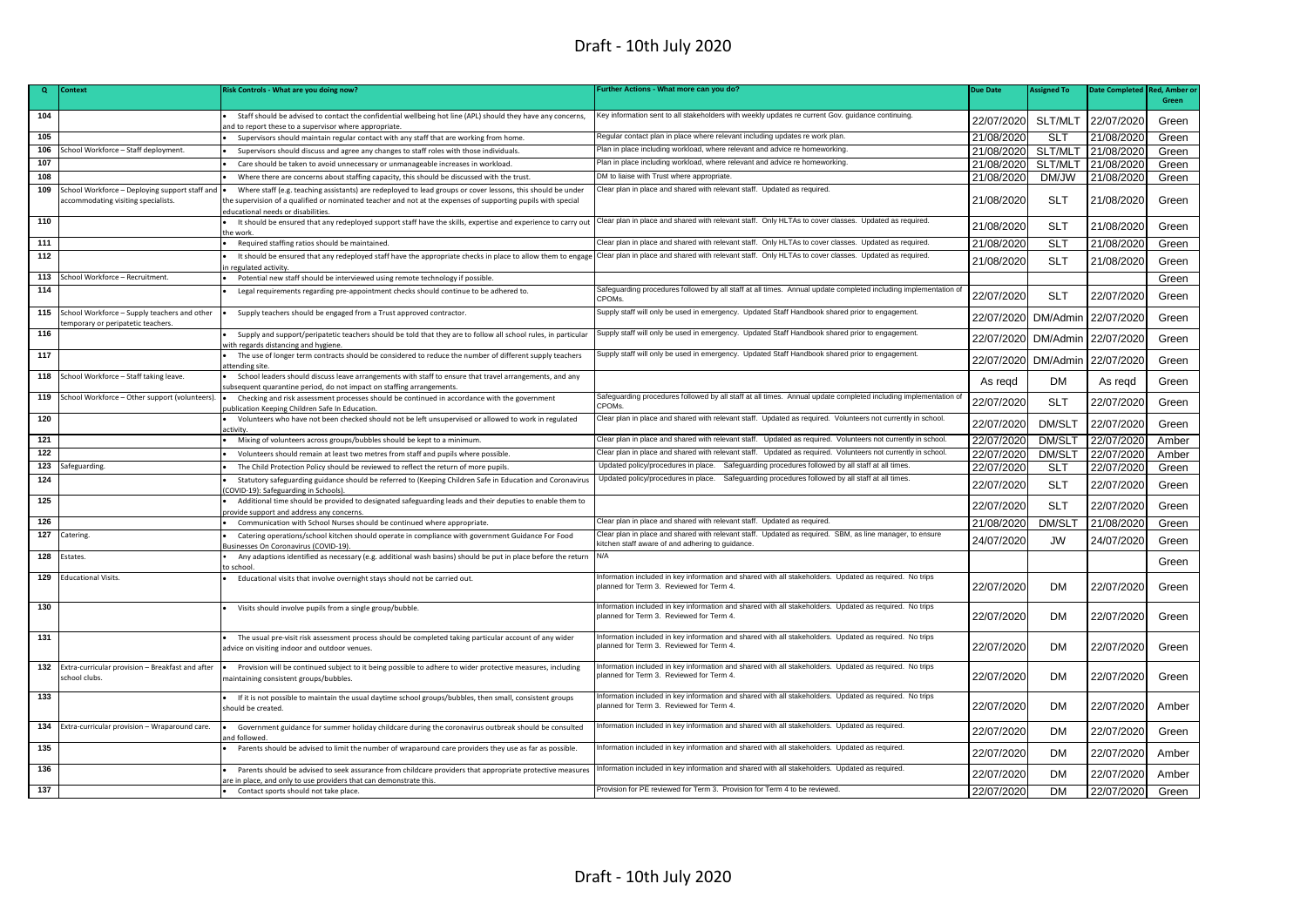# Draft - 10th July 2020

| Q | Context | Risk Controls - What are you doing now? | Further Actions - What more can you do? | Due Date | Assigned To | Date Completed | Red, Amber or Green |
|---|---|---|---|---|---|---|---|
| 104 | | • Staff should be advised to contact the confidential wellbeing hot line (APL) should they have any concerns, and to report these to a supervisor where appropriate. | Key information sent to all stakeholders with weekly updates re current Gov. guidance continuing. | 22/07/2020 | SLT/MLT | 22/07/2020 | Green |
| 105 | | • Supervisors should maintain regular contact with any staff that are working from home. | Regular contact plan in place where relevant including updates re work plan. | 21/08/2020 | SLT | 21/08/2020 | Green |
| 106 | School Workforce – Staff deployment. | • Supervisors should discuss and agree any changes to staff roles with those individuals. | Plan in place including workload, where relevant and advice re homeworking. | 21/08/2020 | SLT/MLT | 21/08/2020 | Green |
| 107 | | • Care should be taken to avoid unnecessary or unmanageable increases in workload. | Plan in place including workload, where relevant and advice re homeworking. | 21/08/2020 | SLT/MLT | 21/08/2020 | Green |
| 108 | | • Where there are concerns about staffing capacity, this should be discussed with the trust. | DM to liaise with Trust where appropriate. | 21/08/2020 | DM/JW | 21/08/2020 | Green |
| 109 | School Workforce – Deploying support staff and accommodating visiting specialists. | • Where staff (e.g. teaching assistants) are redeployed to lead groups or cover lessons, this should be under the supervision of a qualified or nominated teacher and not at the expenses of supporting pupils with special educational needs or disabilities. | Clear plan in place and shared with relevant staff. Updated as required. | 21/08/2020 | SLT | 21/08/2020 | Green |
| 110 | | • It should be ensured that any redeployed support staff have the skills, expertise and experience to carry out the work. | Clear plan in place and shared with relevant staff. Only HLTAs to cover classes. Updated as required. | 21/08/2020 | SLT | 21/08/2020 | Green |
| 111 | | • Required staffing ratios should be maintained. | Clear plan in place and shared with relevant staff. Only HLTAs to cover classes. Updated as required. | 21/08/2020 | SLT | 21/08/2020 | Green |
| 112 | | • It should be ensured that any redeployed staff have the appropriate checks in place to allow them to engage in regulated activity. | Clear plan in place and shared with relevant staff. Only HLTAs to cover classes. Updated as required. | 21/08/2020 | SLT | 21/08/2020 | Green |
| 113 | School Workforce – Recruitment. | • Potential new staff should be interviewed using remote technology if possible. | | | | | Green |
| 114 | | • Legal requirements regarding pre-appointment checks should continue to be adhered to. | Safeguarding procedures followed by all staff at all times. Annual update completed including implementation of CPOMs. | 22/07/2020 | SLT | 22/07/2020 | Green |
| 115 | School Workforce – Supply teachers and other temporary or peripatetic teachers. | • Supply teachers should be engaged from a Trust approved contractor. | Supply staff will only be used in emergency. Updated Staff Handbook shared prior to engagement. | 22/07/2020 | DM/Admin | 22/07/2020 | Green |
| 116 | | • Supply and support/peripatetic teachers should be told that they are to follow all school rules, in particular with regards distancing and hygiene. | Supply staff will only be used in emergency. Updated Staff Handbook shared prior to engagement. | 22/07/2020 | DM/Admin | 22/07/2020 | Green |
| 117 | | • The use of longer term contracts should be considered to reduce the number of different supply teachers attending site. | Supply staff will only be used in emergency. Updated Staff Handbook shared prior to engagement. | 22/07/2020 | DM/Admin | 22/07/2020 | Green |
| 118 | School Workforce – Staff taking leave. | • School leaders should discuss leave arrangements with staff to ensure that travel arrangements, and any subsequent quarantine period, do not impact on staffing arrangements. | | As reqd | DM | As reqd | Green |
| 119 | School Workforce – Other support (volunteers). | • Checking and risk assessment processes should be continued in accordance with the government publication Keeping Children Safe In Education. | Safeguarding procedures followed by all staff at all times. Annual update completed including implementation of CPOMs. | 22/07/2020 | SLT | 22/07/2020 | Green |
| 120 | | • Volunteers who have not been checked should not be left unsupervised or allowed to work in regulated activity. | Clear plan in place and shared with relevant staff. Updated as required. Volunteers not currently in school. | 22/07/2020 | DM/SLT | 22/07/2020 | Green |
| 121 | | • Mixing of volunteers across groups/bubbles should be kept to a minimum. | Clear plan in place and shared with relevant staff. Updated as required. Volunteers not currently in school. | 22/07/2020 | DM/SLT | 22/07/2020 | Amber |
| 122 | | • Volunteers should remain at least two metres from staff and pupils where possible. | Clear plan in place and shared with relevant staff. Updated as required. Volunteers not currently in school. | 22/07/2020 | DM/SLT | 22/07/2020 | Amber |
| 123 | Safeguarding. | • The Child Protection Policy should be reviewed to reflect the return of more pupils. | Updated policy/procedures in place. Safeguarding procedures followed by all staff at all times. | 22/07/2020 | SLT | 22/07/2020 | Green |
| 124 | | • Statutory safeguarding guidance should be referred to (Keeping Children Safe in Education and Coronavirus (COVID-19): Safeguarding in Schools). | Updated policy/procedures in place. Safeguarding procedures followed by all staff at all times. | 22/07/2020 | SLT | 22/07/2020 | Green |
| 125 | | • Additional time should be provided to designated safeguarding leads and their deputies to enable them to provide support and address any concerns. | | 22/07/2020 | SLT | 22/07/2020 | Green |
| 126 | | • Communication with School Nurses should be continued where appropriate. | Clear plan in place and shared with relevant staff. Updated as required. | 21/08/2020 | DM/SLT | 21/08/2020 | Green |
| 127 | Catering. | • Catering operations/school kitchen should operate in compliance with government Guidance For Food Businesses On Coronavirus (COVID-19). | Clear plan in place and shared with relevant staff. Updated as required. SBM, as line manager, to ensure kitchen staff aware of and adhering to guidance. | 24/07/2020 | JW | 24/07/2020 | Green |
| 128 | Estates. | • Any adaptions identified as necessary (e.g. additional wash basins) should be put in place before the return to school. | N/A | | | | Green |
| 129 | Educational Visits. | • Educational visits that involve overnight stays should not be carried out. | Information included in key information and shared with all stakeholders. Updated as required. No trips planned for Term 3. Reviewed for Term 4. | 22/07/2020 | DM | 22/07/2020 | Green |
| 130 | | • Visits should involve pupils from a single group/bubble. | Information included in key information and shared with all stakeholders. Updated as required. No trips planned for Term 3. Reviewed for Term 4. | 22/07/2020 | DM | 22/07/2020 | Green |
| 131 | | • The usual pre-visit risk assessment process should be completed taking particular account of any wider advice on visiting indoor and outdoor venues. | Information included in key information and shared with all stakeholders. Updated as required. No trips planned for Term 3. Reviewed for Term 4. | 22/07/2020 | DM | 22/07/2020 | Green |
| 132 | Extra-curricular provision – Breakfast and after school clubs. | • Provision will be continued subject to it being possible to adhere to wider protective measures, including maintaining consistent groups/bubbles. | Information included in key information and shared with all stakeholders. Updated as required. No trips planned for Term 3. Reviewed for Term 4. | 22/07/2020 | DM | 22/07/2020 | Green |
| 133 | | • If it is not possible to maintain the usual daytime school groups/bubbles, then small, consistent groups should be created. | Information included in key information and shared with all stakeholders. Updated as required. No trips planned for Term 3. Reviewed for Term 4. | 22/07/2020 | DM | 22/07/2020 | Amber |
| 134 | Extra-curricular provision – Wraparound care. | • Government guidance for summer holiday childcare during the coronavirus outbreak should be consulted and followed. | Information included in key information and shared with all stakeholders. Updated as required. | 22/07/2020 | DM | 22/07/2020 | Green |
| 135 | | • Parents should be advised to limit the number of wraparound care providers they use as far as possible. | Information included in key information and shared with all stakeholders. Updated as required. | 22/07/2020 | DM | 22/07/2020 | Amber |
| 136 | | • Parents should be advised to seek assurance from childcare providers that appropriate protective measures are in place, and only to use providers that can demonstrate this. | Information included in key information and shared with all stakeholders. Updated as required. | 22/07/2020 | DM | 22/07/2020 | Amber |
| 137 | | • Contact sports should not take place. | Provision for PE reviewed for Term 3. Provision for Term 4 to be reviewed. | 22/07/2020 | DM | 22/07/2020 | Green |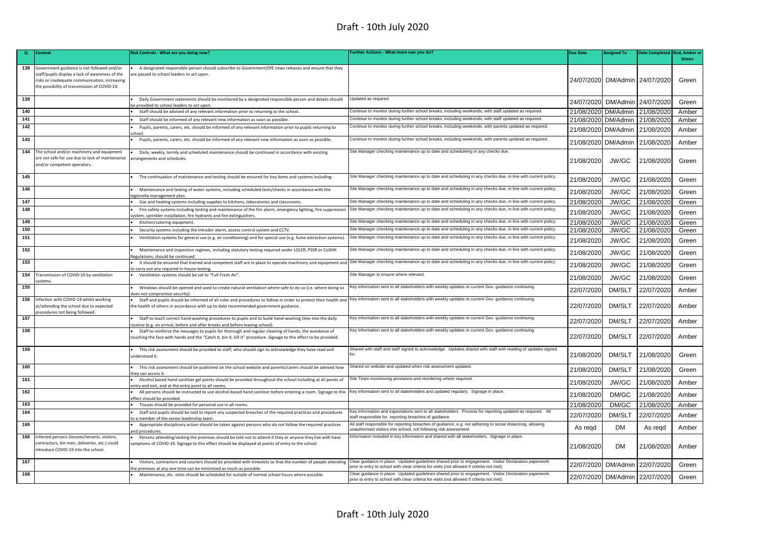| Q | Context | Risk Controls - What are you doing now? | Further Actions - What more can you do? | Due Date | Assigned To | Date Completed | Red, Amber or Green |
|---|---|---|---|---|---|---|---|
| 138 | Government guidance is not followed and/or staff/pupils display a lack of awareness of the risks or inadequate communication, increasing the possibility of transmission of COVID-19. | • A designated responsible person should subscribe to Government/DfE news releases and ensure that they are passed to school leaders to act upon. | | 24/07/2020 | DM/Admin | 24/07/2020 | Green |
| 139 | | • Daily Government statements should be monitored by a designated responsible person and details should be provided to school leaders to act upon. | Updated as required. | 24/07/2020 | DM/Admin | 24/07/2020 | Green |
| 140 | | • Staff should be advised of any relevant information prior to returning to the school. | Continue to monitor during further school breaks, including weekends, with staff updated as required. | 21/08/2020 | DM/Admin | 21/08/2020 | Amber |
| 141 | | • Staff should be informed of any relevant new information as soon as possible. | Continue to monitor during further school breaks, including weekends, with staff updated as required. | 21/08/2020 | DM/Admin | 21/08/2020 | Amber |
| 142 | | • Pupils, parents, carers, etc. should be informed of any relevant information prior to pupils returning to school. | Continue to monitor during further school breaks, including weekends, with parents updated as required. | 21/08/2020 | DM/Admin | 21/08/2020 | Amber |
| 143 | | • Pupils, parents, carers, etc. should be informed of any relevant new information as soon as possible. | Continue to monitor during further school breaks, including weekends, with parents updated as required. | 21/08/2020 | DM/Admin | 21/08/2020 | Amber |
| 144 | The school and/or machinery and equipment are not safe for use due to lack of maintenance and/or competent operators. | • Daily, weekly, termly and scheduled maintenance should be continued in accordance with existing arrangements and schedules. | Site Manager checking maintenance up to date and scheduleing in any checks due. | 21/08/2020 | JW/GC | 21/08/2020 | Green |
| 145 | | • The continuation of maintenance and testing should be ensured for key items and systems including: | Site Manager checking maintenance up to date and scheduling in any checks due, in line with current policy. | 21/08/2020 | JW/GC | 21/08/2020 | Green |
| 146 | | • Maintenance and testing of water systems, including scheduled tests/checks in accordance with the legionella management plan. | Site Manager checking maintenance up to date and scheduling in any checks due, in line with current policy. | 21/08/2020 | JW/GC | 21/08/2020 | Green |
| 147 | | • Gas and heating systems including supplies to kitchens, laboratories and classrooms. | Site Manager checking maintenance up to date and scheduling in any checks due, in line with current policy. | 21/08/2020 | JW/GC | 21/08/2020 | Green |
| 148 | | • Fire safety systems including testing and maintenance of the fire alarm, emergency lighting, fire suppression system, sprinkler installation, fire hydrants and fire extinguishers. | Site Manager checking maintenance up to date and scheduling in any checks due, in line with current policy. | 21/08/2020 | JW/GC | 21/08/2020 | Green |
| 149 | | • Kitchen/catering equipment. | Site Manager checking maintenance up to date and scheduling in any checks due, in line with current policy. | 21/08/2020 | JW/GC | 21/08/2020 | Green |
| 150 | | • Security systems including the intruder alarm, access control system and CCTV. | Site Manager checking maintenance up to date and scheduling in any checks due, in line with current policy. | 21/08/2020 | JW/GC | 21/08/2020 | Green |
| 151 | | • Ventilation systems for general use (e.g. air conditioning) and for special use (e.g. fume extraction systems). | Site Manager checking maintenance up to date and scheduling in any checks due, in line with current policy. | 21/08/2020 | JW/GC | 21/08/2020 | Green |
| 152 | | • Maintenance and inspection regimes, including statutory testing required under LOLER, PSSR or CoSHH Regulations, should be continued. | Site Manager checking maintenance up to date and scheduling in any checks due, in line with current policy. | 21/08/2020 | JW/GC | 21/08/2020 | Green |
| 153 | | • It should be ensured that trained and competent staff are in place to operate machinery and equipment and to carry out any required in-house testing. | Site Manager checking maintenance up to date and scheduling in any checks due, in line with current policy. | 21/08/2020 | JW/GC | 21/08/2020 | Green |
| 154 | Transmission of COVID-19 by ventilation systems. | • Ventilation systems should be set to "Full Fresh Air". | Site Manager to ensure where relevant. | 21/08/2020 | JW/GC | 21/08/2020 | Green |
| 155 | | • Windows should be opened and used to create natural ventilation where safe to do so (i.e. where doing so does not compromise security). | Key information sent to all stakeholders with weekly updates re current Gov. guidance continuing. | 22/07/2020 | DM/SLT | 22/07/2020 | Amber |
| 156 | Infection with COVID-19 whilst working at/attending the school due to expected procedures not being followed. | • Staff and pupils should be informed of all rules and procedures to follow in order to protect their health and the health of others in accordance with up to date recommended government guidance. | Key information sent to all stakeholders with weekly updates re current Gov. guidance continuing. | 22/07/2020 | DM/SLT | 22/07/2020 | Amber |
| 157 | | • Staff to teach correct hand-washing procedures to pupils and to build hand-washing time into the daily routine (e.g. on arrival, before and after breaks and before leaving school). | Key information sent to all stakeholders with weekly updates re current Gov. guidance continuing. | 22/07/2020 | DM/SLT | 22/07/2020 | Amber |
| 158 | | • Staff to reinforce the messages to pupils for thorough and regular cleaning of hands, the avoidance of touching the face with hands and the "Catch it, bin it, kill it" procedure. Signage to this effect to be provided. | Key information sent to all stakeholders with weekly updates re current Gov. guidance continuing. | 22/07/2020 | DM/SLT | 22/07/2020 | Amber |
| 159 | | • This risk assessment should be provided to staff, who should sign to acknowledge they have read and understood it. | Shared with staff and staff signed to acknowledge. Updates shared with staff with reading of updates signed for. | 21/08/2020 | DM/SLT | 21/08/2020 | Green |
| 160 | | • This risk assessment should be published on the school website and parents/carers should be advised how they can access it. | Shared on website and updated when risk assessment updated. | 21/08/2020 | DM/SLT | 21/08/2020 | Green |
| 161 | | • Alcohol based hand sanitiser gel points should be provided throughout the school including at all points of entry and exit, and at the entry point to all rooms. | Site Team monirtoring provisions and reordering where required. | 21/08/2020 | JW/GC | 21/08/2020 | Amber |
| 162 | | • All persons should be instructed to use alcohol-based hand sanitiser before entering a room. Signage to this effect should be provided. | Key information sent to all stakeholders and updated regularly. Signage in place. | 21/08/2020 | DM/GC | 21/08/2020 | Amber |
| 163 | | • Tissues should be provided for personal use in all rooms. | | 21/08/2020 | DM/GC | 21/08/2020 | Amber |
| 164 | | • Staff and pupils should be told to report any suspected breaches of the required practices and procedures to a member of the senior leadership team. | Key information and expectations sent to all stakeholders. Process for reporting updated as required. All staff responsible for reporting breaches of guidance. | 22/07/2020 | DM/SLT | 22/07/2020 | Amber |
| 165 | | • Appropriate disciplinary action should be taken against persons who do not follow the required practices and procedures. | All staff responsible for reporting breaches of guidance, e.g. not adhering to social distancing, allowing unauthorised visitors into school, not following risk assessment. | As reqd | DM | As reqd | Amber |
| 166 | Infected persons (lessees/tenants, visitors, contractors, bin men, deliveries, etc.) could introduce COVID-19 into the school. | • Persons attending/visiting the premises should be told not to attend if they or anyone they live with have symptoms of COVID-19. Signage to this effect should be displayed at points of entry to the school. | Information included in key information and shared with all stakeholders. Signage in place. | 21/08/2020 | DM | 21/08/2020 | Amber |
| 167 | | • Visitors, contractors and couriers should be provided with timeslots so that the number of people attending the premises at any one time can be minimised as much as possible. | Clear guidance in place. Updated guidelines shared prior to engagement. Visitor Declaration paperwork prior to entry to school with clear criteria for visits (not allowed if criteria not met). | 22/07/2020 | DM/Admin | 22/07/2020 | Green |
| 168 | | • Maintenance, etc. visits should be scheduled for outside of normal school hours where possible. | Clear guidance in place. Updated guidelines shared prior to engagement. Visitor Declaration paperwork prior to entry to school with clear criteria for visits (not allowed if criteria not met). | 22/07/2020 | DM/Admin | 22/07/2020 | Green |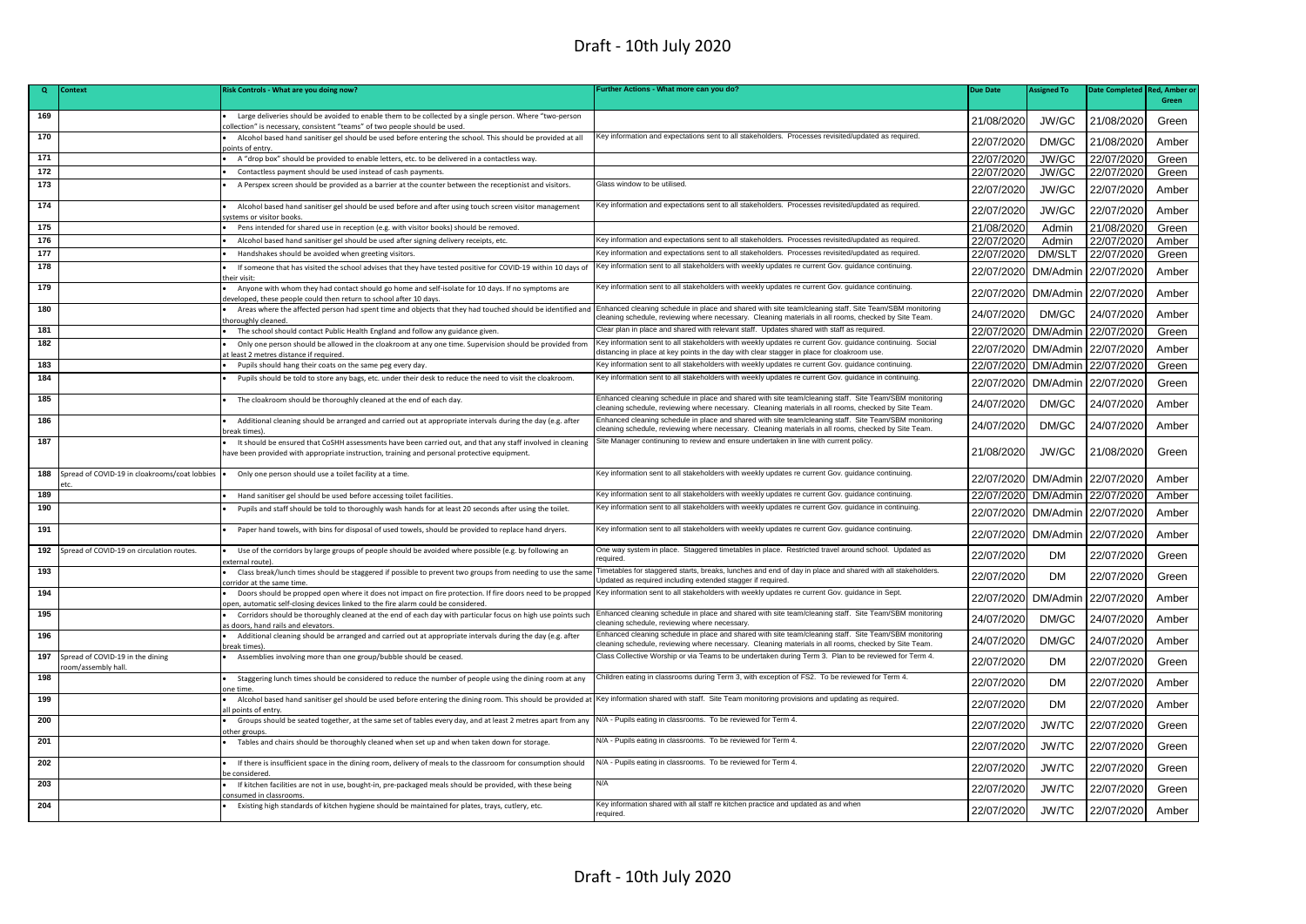| Q | Context | Risk Controls - What are you doing now? | Further Actions - What more can you do? | Due Date | Assigned To | Date Completed | Red, Amber or Green |
|---|---|---|---|---|---|---|---|
| 169 | | • Large deliveries should be avoided to enable them to be collected by a single person. Where "two-person collection" is necessary, consistent "teams" of two people should be used. | | 21/08/2020 | JW/GC | 21/08/2020 | Green |
| 170 | | • Alcohol based hand sanitiser gel should be used before entering the school. This should be provided at all points of entry. | Key information and expectations sent to all stakeholders. Processes revisited/updated as required. | 22/07/2020 | DM/GC | 21/08/2020 | Amber |
| 171 | | • A "drop box" should be provided to enable letters, etc. to be delivered in a contactless way. | | 22/07/2020 | JW/GC | 22/07/2020 | Green |
| 172 | | • Contactless payment should be used instead of cash payments. | | 22/07/2020 | JW/GC | 22/07/2020 | Green |
| 173 | | • A Perspex screen should be provided as a barrier at the counter between the receptionist and visitors. | Glass window to be utilised. | 22/07/2020 | JW/GC | 22/07/2020 | Amber |
| 174 | | • Alcohol based hand sanitiser gel should be used before and after using touch screen visitor management systems or visitor books. | Key information and expectations sent to all stakeholders. Processes revisited/updated as required. | 22/07/2020 | JW/GC | 22/07/2020 | Amber |
| 175 | | • Pens intended for shared use in reception (e.g. with visitor books) should be removed. | | 21/08/2020 | Admin | 21/08/2020 | Green |
| 176 | | • Alcohol based hand sanitiser gel should be used after signing delivery receipts, etc. | Key information and expectations sent to all stakeholders. Processes revisited/updated as required. | 22/07/2020 | Admin | 22/07/2020 | Amber |
| 177 | | • Handshakes should be avoided when greeting visitors. | Key information and expectations sent to all stakeholders. Processes revisited/updated as required. | 22/07/2020 | DM/SLT | 22/07/2020 | Green |
| 178 | | • If someone that has visited the school advises that they have tested positive for COVID-19 within 10 days of their visit: | Key information sent to all stakeholders with weekly updates re current Gov. guidance continuing. | 22/07/2020 | DM/Admin | 22/07/2020 | Amber |
| 179 | | • Anyone with whom they had contact should go home and self-isolate for 10 days. If no symptoms are developed, these people could then return to school after 10 days. | Key information sent to all stakeholders with weekly updates re current Gov. guidance continuing. | 22/07/2020 | DM/Admin | 22/07/2020 | Amber |
| 180 | | • Areas where the affected person had spent time and objects that they had touched should be identified and thoroughly cleaned. | Enhanced cleaning schedule in place and shared with site team/cleaning staff. Site Team/SBM monitoring cleaning schedule, reviewing where necessary. Cleaning materials in all rooms, checked by Site Team. | 24/07/2020 | DM/GC | 24/07/2020 | Amber |
| 181 | | • The school should contact Public Health England and follow any guidance given. | Clear plan in place and shared with relevant staff. Updates shared with staff as required. | 22/07/2020 | DM/Admin | 22/07/2020 | Green |
| 182 | | • Only one person should be allowed in the cloakroom at any one time. Supervision should be provided from at least 2 metres distance if required. | Key information sent to all stakeholders with weekly updates re current Gov. guidance continuing. Social distancing in place at key points in the day with clear stagger in place for cloakroom use. | 22/07/2020 | DM/Admin | 22/07/2020 | Amber |
| 183 | | • Pupils should hang their coats on the same peg every day. | Key information sent to all stakeholders with weekly updates re current Gov. guidance continuing. | 22/07/2020 | DM/Admin | 22/07/2020 | Green |
| 184 | | • Pupils should be told to store any bags, etc. under their desk to reduce the need to visit the cloakroom. | Key information sent to all stakeholders with weekly updates re current Gov. guidance in continuing. | 22/07/2020 | DM/Admin | 22/07/2020 | Green |
| 185 | | • The cloakroom should be thoroughly cleaned at the end of each day. | Enhanced cleaning schedule in place and shared with site team/cleaning staff. Site Team/SBM monitoring cleaning schedule, reviewing where necessary. Cleaning materials in all rooms, checked by Site Team. | 24/07/2020 | DM/GC | 24/07/2020 | Amber |
| 186 | | • Additional cleaning should be arranged and carried out at appropriate intervals during the day (e.g. after break times). | Enhanced cleaning schedule in place and shared with site team/cleaning staff. Site Team/SBM monitoring cleaning schedule, reviewing where necessary. Cleaning materials in all rooms, checked by Site Team. | 24/07/2020 | DM/GC | 24/07/2020 | Amber |
| 187 | | • It should be ensured that CoSHH assessments have been carried out, and that any staff involved in cleaning have been provided with appropriate instruction, training and personal protective equipment. | Site Manager continuning to review and ensure undertaken in line with current policy. | 21/08/2020 | JW/GC | 21/08/2020 | Green |
| 188 | Spread of COVID-19 in cloakrooms/coat lobbies etc. | • Only one person should use a toilet facility at a time. | Key information sent to all stakeholders with weekly updates re current Gov. guidance continuing. | 22/07/2020 | DM/Admin | 22/07/2020 | Amber |
| 189 | | • Hand sanitiser gel should be used before accessing toilet facilities. | Key information sent to all stakeholders with weekly updates re current Gov. guidance continuing. | 22/07/2020 | DM/Admin | 22/07/2020 | Amber |
| 190 | | • Pupils and staff should be told to thoroughly wash hands for at least 20 seconds after using the toilet. | Key information sent to all stakeholders with weekly updates re current Gov. guidance in continuing. | 22/07/2020 | DM/Admin | 22/07/2020 | Amber |
| 191 | | • Paper hand towels, with bins for disposal of used towels, should be provided to replace hand dryers. | Key information sent to all stakeholders with weekly updates re current Gov. guidance continuing. | 22/07/2020 | DM/Admin | 22/07/2020 | Amber |
| 192 | Spread of COVID-19 on circulation routes. | • Use of the corridors by large groups of people should be avoided where possible (e.g. by following an external route). | One way system in place. Staggered timetables in place. Restricted travel around school. Updated as required. | 22/07/2020 | DM | 22/07/2020 | Green |
| 193 | | • Class break/lunch times should be staggered if possible to prevent two groups from needing to use the same corridor at the same time. | Timetables for staggered starts, breaks, lunches and end of day in place and shared with all stakeholders. Updated as required including extended stagger if required. | 22/07/2020 | DM | 22/07/2020 | Green |
| 194 | | • Doors should be propped open where it does not impact on fire protection. If fire doors need to be propped open, automatic self-closing devices linked to the fire alarm could be considered. | Key information sent to all stakeholders with weekly updates re current Gov. guidance in Sept. | 22/07/2020 | DM/Admin | 22/07/2020 | Amber |
| 195 | | • Corridors should be thoroughly cleaned at the end of each day with particular focus on high use points such as doors, hand rails and elevators. | Enhanced cleaning schedule in place and shared with site team/cleaning staff. Site Team/SBM monitoring cleaning schedule, reviewing where necessary. | 24/07/2020 | DM/GC | 24/07/2020 | Amber |
| 196 | | • Additional cleaning should be arranged and carried out at appropriate intervals during the day (e.g. after break times). | Enhanced cleaning schedule in place and shared with site team/cleaning staff. Site Team/SBM monitoring cleaning schedule, reviewing where necessary. Cleaning materials in all rooms, checked by Site Team. | 24/07/2020 | DM/GC | 24/07/2020 | Amber |
| 197 | Spread of COVID-19 in the dining room/assembly hall. | • Assemblies involving more than one group/bubble should be ceased. | Class Collective Worship or via Teams to be undertaken during Term 3. Plan to be reviewed for Term 4. | 22/07/2020 | DM | 22/07/2020 | Green |
| 198 | | • Staggering lunch times should be considered to reduce the number of people using the dining room at any one time. | Children eating in classrooms during Term 3, with exception of FS2. To be reviewed for Term 4. | 22/07/2020 | DM | 22/07/2020 | Amber |
| 199 | | • Alcohol based hand sanitiser gel should be used before entering the dining room. This should be provided at all points of entry. | Key information shared with staff. Site Team monitoring provisions and updating as required. | 22/07/2020 | DM | 22/07/2020 | Amber |
| 200 | | • Groups should be seated together, at the same set of tables every day, and at least 2 metres apart from any other groups. | N/A - Pupils eating in classrooms. To be reviewed for Term 4. | 22/07/2020 | JW/TC | 22/07/2020 | Green |
| 201 | | • Tables and chairs should be thoroughly cleaned when set up and when taken down for storage. | N/A - Pupils eating in classrooms. To be reviewed for Term 4. | 22/07/2020 | JW/TC | 22/07/2020 | Green |
| 202 | | • If there is insufficient space in the dining room, delivery of meals to the classroom for consumption should be considered. | N/A - Pupils eating in classrooms. To be reviewed for Term 4. | 22/07/2020 | JW/TC | 22/07/2020 | Green |
| 203 | | • If kitchen facilities are not in use, bought-in, pre-packaged meals should be provided, with these being consumed in classrooms. | N/A | 22/07/2020 | JW/TC | 22/07/2020 | Green |
| 204 | | • Existing high standards of kitchen hygiene should be maintained for plates, trays, cutlery, etc. | Key information shared with all staff re kitchen practice and updated as and when required. | 22/07/2020 | JW/TC | 22/07/2020 | Amber |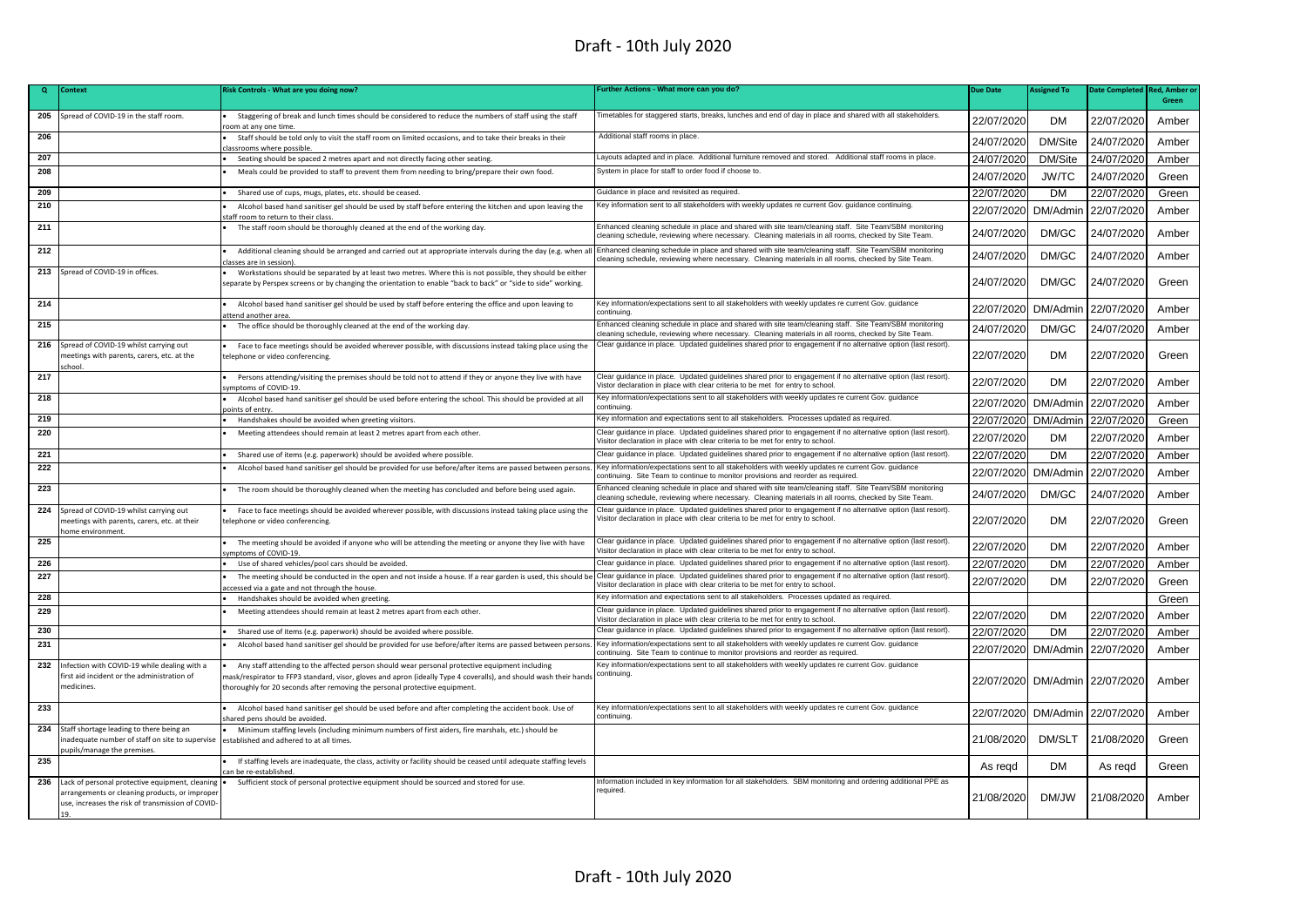| Q | Context | Risk Controls - What are you doing now? | Further Actions - What more can you do? | Due Date | Assigned To | Date Completed | Red, Amber or Green |
|---|---|---|---|---|---|---|---|
| 205 | Spread of COVID-19 in the staff room. | • Staggering of break and lunch times should be considered to reduce the numbers of staff using the staff room at any one time. | Timetables for staggered starts, breaks, lunches and end of day in place and shared with all stakeholders. | 22/07/2020 | DM | 22/07/2020 | Amber |
| 206 | | • Staff should be told only to visit the staff room on limited occasions, and to take their breaks in their classrooms where possible. | Additional staff rooms in place. | 24/07/2020 | DM/Site | 24/07/2020 | Amber |
| 207 | | • Seating should be spaced 2 metres apart and not directly facing other seating. | Layouts adapted and in place. Additional furniture removed and stored. Additional staff rooms in place. | 24/07/2020 | DM/Site | 24/07/2020 | Amber |
| 208 | | • Meals could be provided to staff to prevent them from needing to bring/prepare their own food. | System in place for staff to order food if choose to. | 24/07/2020 | JW/TC | 24/07/2020 | Green |
| 209 | | • Shared use of cups, mugs, plates, etc. should be ceased. | Guidance in place and revisited as required. | 22/07/2020 | DM | 22/07/2020 | Green |
| 210 | | • Alcohol based hand sanitiser gel should be used by staff before entering the kitchen and upon leaving the staff room to return to their class. | Key information sent to all stakeholders with weekly updates re current Gov. guidance continuing. | 22/07/2020 | DM/Admin | 22/07/2020 | Amber |
| 211 | | • The staff room should be thoroughly cleaned at the end of the working day. | Enhanced cleaning schedule in place and shared with site team/cleaning staff. Site Team/SBM monitoring cleaning schedule, reviewing where necessary. Cleaning materials in all rooms, checked by Site Team. | 24/07/2020 | DM/GC | 24/07/2020 | Amber |
| 212 | | • Additional cleaning should be arranged and carried out at appropriate intervals during the day (e.g. when all classes are in session). | Enhanced cleaning schedule in place and shared with site team/cleaning staff. Site Team/SBM monitoring cleaning schedule, reviewing where necessary. Cleaning materials in all rooms, checked by Site Team. | 24/07/2020 | DM/GC | 24/07/2020 | Amber |
| 213 | Spread of COVID-19 in offices. | • Workstations should be separated by at least two metres. Where this is not possible, they should be either separate by Perspex screens or by changing the orientation to enable "back to back" or "side to side" working. | | 24/07/2020 | DM/GC | 24/07/2020 | Green |
| 214 | | • Alcohol based hand sanitiser gel should be used by staff before entering the office and upon leaving to attend another area. | Key information/expectations sent to all stakeholders with weekly updates re current Gov. guidance continuing. | 22/07/2020 | DM/Admin | 22/07/2020 | Amber |
| 215 | | • The office should be thoroughly cleaned at the end of the working day. | Enhanced cleaning schedule in place and shared with site team/cleaning staff. Site Team/SBM monitoring cleaning schedule, reviewing where necessary. Cleaning materials in all rooms, checked by Site Team. | 24/07/2020 | DM/GC | 24/07/2020 | Amber |
| 216 | Spread of COVID-19 whilst carrying out meetings with parents, carers, etc. at the school. | • Face to face meetings should be avoided wherever possible, with discussions instead taking place using the telephone or video conferencing. | Clear guidance in place. Updated guidelines shared prior to engagement if no alternative option (last resort). | 22/07/2020 | DM | 22/07/2020 | Green |
| 217 | | • Persons attending/visiting the premises should be told not to attend if they or anyone they live with have symptoms of COVID-19. | Clear guidance in place. Updated guidelines shared prior to engagement if no alternative option (last resort). Vistor declaration in place with clear criteria to be met for entry to school. | 22/07/2020 | DM | 22/07/2020 | Amber |
| 218 | | • Alcohol based hand sanitiser gel should be used before entering the school. This should be provided at all points of entry. | Key information/expectations sent to all stakeholders with weekly updates re current Gov. guidance continuing. | 22/07/2020 | DM/Admin | 22/07/2020 | Amber |
| 219 | | • Handshakes should be avoided when greeting visitors. | Key information and expectations sent to all stakeholders. Processes updated as required. | 22/07/2020 | DM/Admin | 22/07/2020 | Green |
| 220 | | • Meeting attendees should remain at least 2 metres apart from each other. | Clear guidance in place. Updated guidelines shared prior to engagement if no alternative option (last resort). Visitor declaration in place with clear criteria to be met for entry to school. | 22/07/2020 | DM | 22/07/2020 | Amber |
| 221 | | • Shared use of items (e.g. paperwork) should be avoided where possible. | Clear guidance in place. Updated guidelines shared prior to engagement if no alternative option (last resort). | 22/07/2020 | DM | 22/07/2020 | Amber |
| 222 | | • Alcohol based hand sanitiser gel should be provided for use before/after items are passed between persons. | Key information/expectations sent to all stakeholders with weekly updates re current Gov. guidance continuing. Site Team to continue to monitor provisions and reorder as required. | 22/07/2020 | DM/Admin | 22/07/2020 | Amber |
| 223 | | • The room should be thoroughly cleaned when the meeting has concluded and before being used again. | Enhanced cleaning schedule in place and shared with site team/cleaning staff. Site Team/SBM monitoring cleaning schedule, reviewing where necessary. Cleaning materials in all rooms, checked by Site Team. | 24/07/2020 | DM/GC | 24/07/2020 | Amber |
| 224 | Spread of COVID-19 whilst carrying out meetings with parents, carers, etc. at their home environment. | • Face to face meetings should be avoided wherever possible, with discussions instead taking place using the telephone or video conferencing. | Clear guidance in place. Updated guidelines shared prior to engagement if no alternative option (last resort). Visitor declaration in place with clear criteria to be met for entry to school. | 22/07/2020 | DM | 22/07/2020 | Green |
| 225 | | • The meeting should be avoided if anyone who will be attending the meeting or anyone they live with have symptoms of COVID-19. | Clear guidance in place. Updated guidelines shared prior to engagement if no alternative option (last resort). Visitor declaration in place with clear criteria to be met for entry to school. | 22/07/2020 | DM | 22/07/2020 | Amber |
| 226 | | • Use of shared vehicles/pool cars should be avoided. | Clear guidance in place. Updated guidelines shared prior to engagement if no alternative option (last resort). | 22/07/2020 | DM | 22/07/2020 | Amber |
| 227 | | • The meeting should be conducted in the open and not inside a house. If a rear garden is used, this should be accessed via a gate and not through the house. | Clear guidance in place. Updated guidelines shared prior to engagement if no alternative option (last resort). Visitor declaration in place with clear criteria to be met for entry to school. | 22/07/2020 | DM | 22/07/2020 | Green |
| 228 | | • Handshakes should be avoided when greeting. | Key information and expectations sent to all stakeholders. Processes updated as required. | | | | Green |
| 229 | | • Meeting attendees should remain at least 2 metres apart from each other. | Clear guidance in place. Updated guidelines shared prior to engagement if no alternative option (last resort). Visitor declaration in place with clear criteria to be met for entry to school. | 22/07/2020 | DM | 22/07/2020 | Amber |
| 230 | | • Shared use of items (e.g. paperwork) should be avoided where possible. | Clear guidance in place. Updated guidelines shared prior to engagement if no alternative option (last resort). | 22/07/2020 | DM | 22/07/2020 | Amber |
| 231 | | • Alcohol based hand sanitiser gel should be provided for use before/after items are passed between persons. | Key information/expectations sent to all stakeholders with weekly updates re current Gov. guidance continuing. Site Team to continue to monitor provisions and reorder as required. | 22/07/2020 | DM/Admin | 22/07/2020 | Amber |
| 232 | Infection with COVID-19 while dealing with a first aid incident or the administration of medicines. | • Any staff attending to the affected person should wear personal protective equipment including mask/respirator to FFP3 standard, visor, gloves and apron (ideally Type 4 coveralls), and should wash their hands thoroughly for 20 seconds after removing the personal protective equipment. | Key information/expectations sent to all stakeholders with weekly updates re current Gov. guidance continuing. | 22/07/2020 | DM/Admin | 22/07/2020 | Amber |
| 233 | | • Alcohol based hand sanitiser gel should be used before and after completing the accident book. Use of shared pens should be avoided. | Key information/expectations sent to all stakeholders with weekly updates re current Gov. guidance continuing. | 22/07/2020 | DM/Admin | 22/07/2020 | Amber |
| 234 | Staff shortage leading to there being an inadequate number of staff on site to supervise pupils/manage the premises. | • Minimum staffing levels (including minimum numbers of first aiders, fire marshals, etc.) should be established and adhered to at all times. | | 21/08/2020 | DM/SLT | 21/08/2020 | Green |
| 235 | | • If staffing levels are inadequate, the class, activity or facility should be ceased until adequate staffing levels can be re-established. | | As reqd | DM | As reqd | Green |
| 236 | Lack of personal protective equipment, cleaning arrangements or cleaning products, or improper use, increases the risk of transmission of COVID-19. | • Sufficient stock of personal protective equipment should be sourced and stored for use. | Information included in key information for all stakeholders. SBM monitoring and ordering additional PPE as required. | 21/08/2020 | DM/JW | 21/08/2020 | Amber |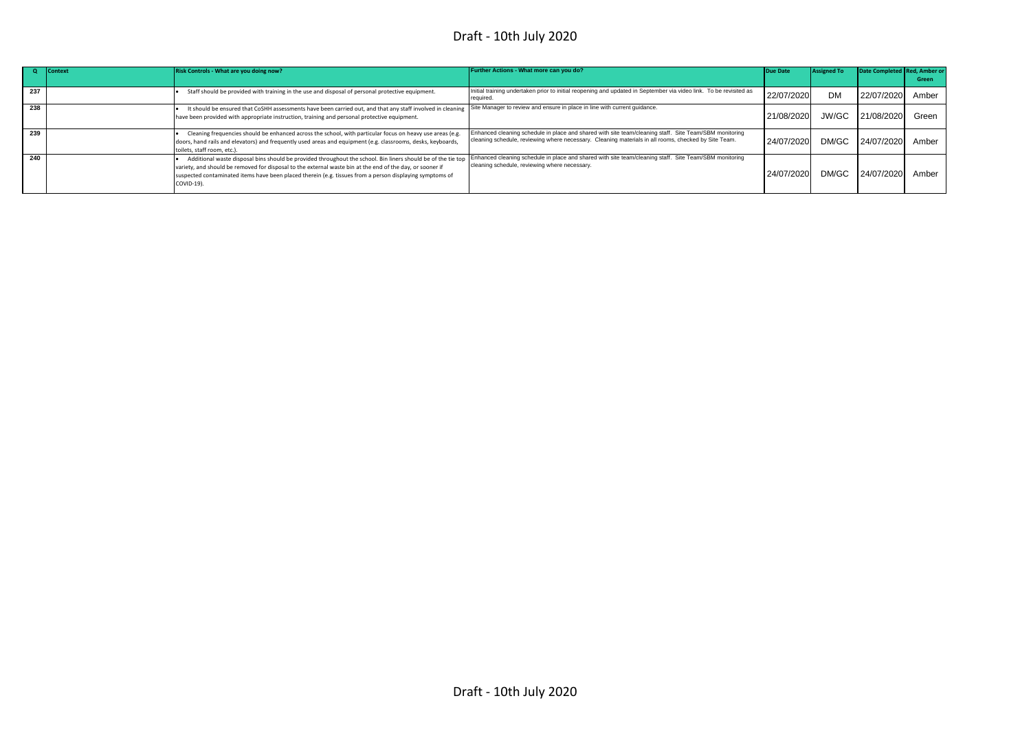| Q | Context | Risk Controls - What are you doing now? | Further Actions - What more can you do? | Due Date | Assigned To | Date Completed | Red, Amber or Green |
|---|---|---|---|---|---|---|---|
| 237 | | • Staff should be provided with training in the use and disposal of personal protective equipment. | Initial training undertaken prior to initial reopening and updated in September via video link. To be revisited as required. | 22/07/2020 | DM | 22/07/2020 | Amber |
| 238 | | • It should be ensured that CoSHH assessments have been carried out, and that any staff involved in cleaning have been provided with appropriate instruction, training and personal protective equipment. | Site Manager to review and ensure in place in line with current guidance. | 21/08/2020 | JW/GC | 21/08/2020 | Green |
| 239 | | • Cleaning frequencies should be enhanced across the school, with particular focus on heavy use areas (e.g. doors, hand rails and elevators) and frequently used areas and equipment (e.g. classrooms, desks, keyboards, toilets, staff room, etc.). | Enhanced cleaning schedule in place and shared with site team/cleaning staff. Site Team/SBM monitoring cleaning schedule, reviewing where necessary. Cleaning materials in all rooms, checked by Site Team. | 24/07/2020 | DM/GC | 24/07/2020 | Amber |
| 240 | | • Additional waste disposal bins should be provided throughout the school. Bin liners should be of the tie top variety, and should be removed for disposal to the external waste bin at the end of the day, or sooner if suspected contaminated items have been placed therein (e.g. tissues from a person displaying symptoms of COVID-19). | Enhanced cleaning schedule in place and shared with site team/cleaning staff. Site Team/SBM monitoring cleaning schedule, reviewing where necessary. | 24/07/2020 | DM/GC | 24/07/2020 | Amber |